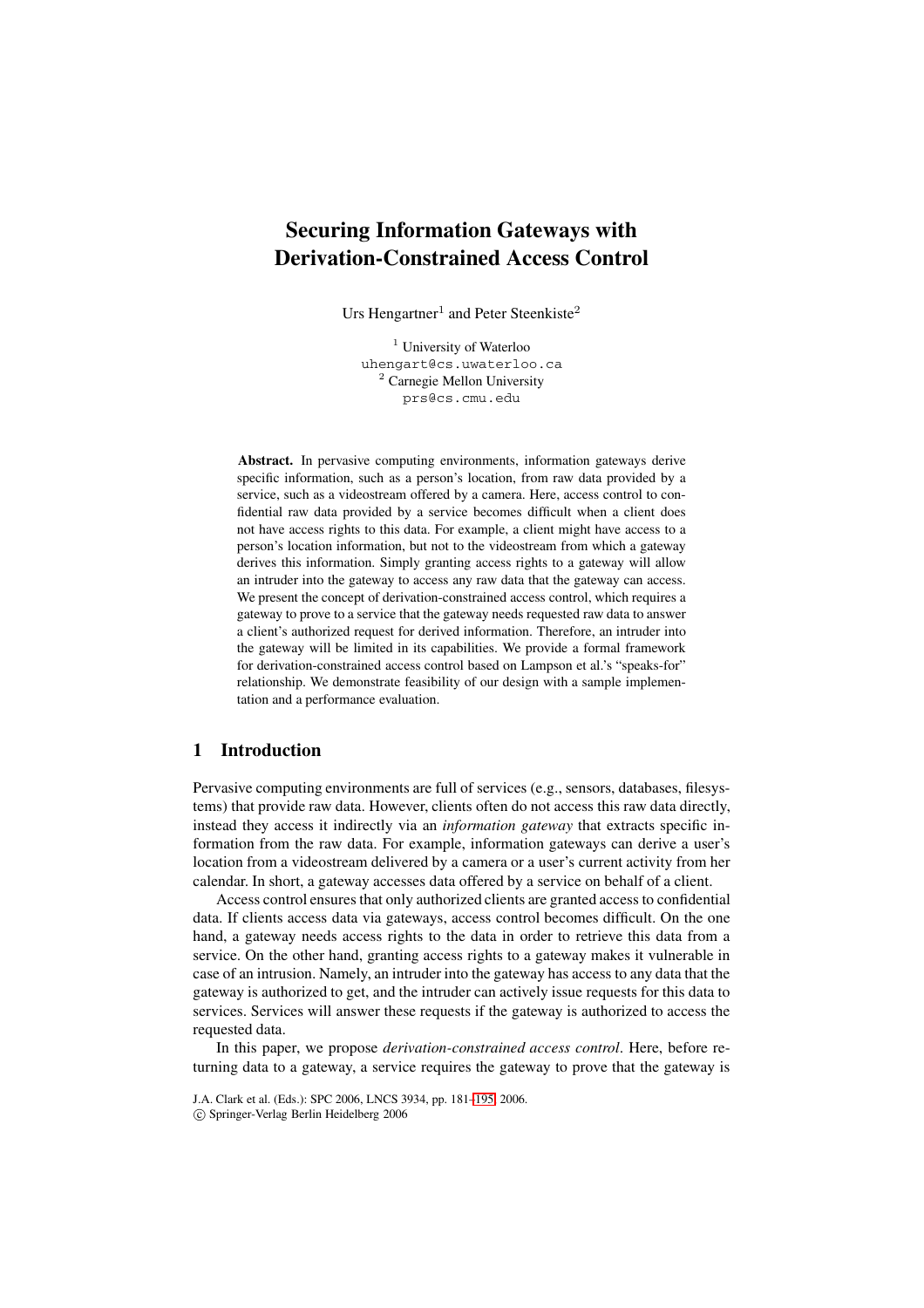# Securing Information Gateways with Derivation-Constrained Access Control

Urs Hengartner[1] and Peter Steenkiste[2]

[1] University of Waterloo
uhengart@cs.uwaterloo.ca
[2] Carnegie Mellon University
prs@cs.cmu.edu

**Abstract.** In pervasive computing environments, information gateways derive specific information, such as a person's location, from raw data provided by a service, such as a videostream offered by a camera. Here, access control to confidential raw data provided by a service becomes difficult when a client does not have access rights to this data. For example, a client might have access to a person's location information, but not to the videostream from which a gateway derives this information. Simply granting access rights to a gateway will allow an intruder into the gateway to access any raw data that the gateway can access. We present the concept of derivation-constrained access control, which requires a gateway to prove to a service that the gateway needs requested raw data to answer a client's authorized request for derived information. Therefore, an intruder into the gateway will be limited in its capabilities. We provide a formal framework for derivation-constrained access control based on Lampson et al.'s "speaks-for" relationship. We demonstrate feasibility of our design with a sample implementation and a performance evaluation.

## 1 Introduction

Pervasive computing environments are full of services (e.g., sensors, databases, filesystems) that provide raw data. However, clients often do not access this raw data directly, instead they access it indirectly via an *information gateway* that extracts specific information from the raw data. For example, information gateways can derive a user's location from a videostream delivered by a camera or a user's current activity from her calendar. In short, a gateway accesses data offered by a service on behalf of a client.

Access control ensures that only authorized clients are granted access to confidential data. If clients access data via gateways, access control becomes difficult. On the one hand, a gateway needs access rights to the data in order to retrieve this data from a service. On the other hand, granting access rights to a gateway makes it vulnerable in case of an intrusion. Namely, an intruder into the gateway has access to any data that the gateway is authorized to get, and the intruder can actively issue requests for this data to services. Services will answer these requests if the gateway is authorized to access the requested data.

In this paper, we propose *derivation-constrained access control*. Here, before returning data to a gateway, a service requires the gateway to prove that the gateway is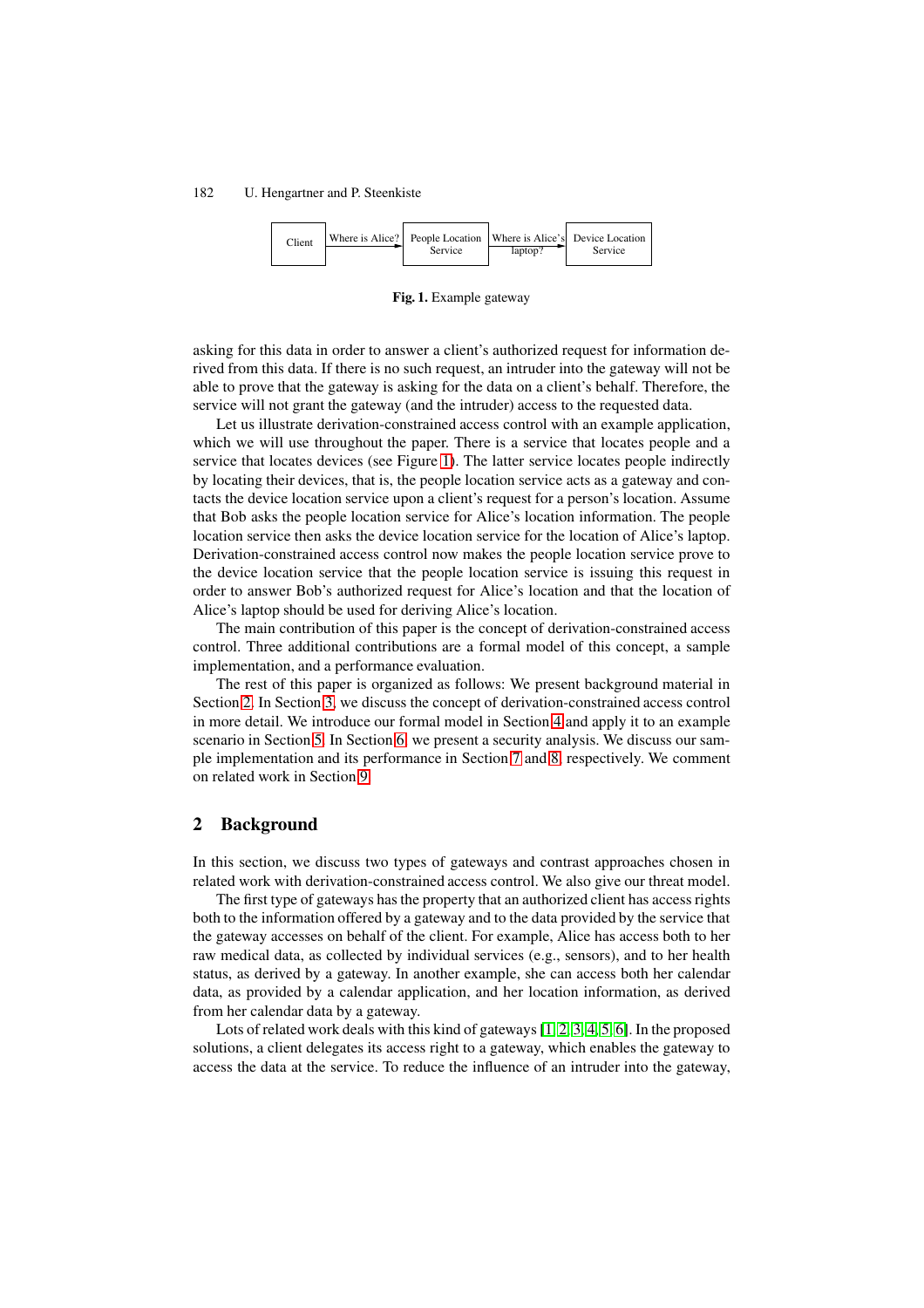Client —Where is Alice?→ People Location Service —Where is Alice's laptop?→ Device Location Service

**Fig. 1.** Example gateway

asking for this data in order to answer a client's authorized request for information derived from this data. If there is no such request, an intruder into the gateway will not be able to prove that the gateway is asking for the data on a client's behalf. Therefore, the service will not grant the gateway (and the intruder) access to the requested data.

Let us illustrate derivation-constrained access control with an example application, which we will use throughout the paper. There is a service that locates people and a service that locates devices (see Figure 1). The latter service locates people indirectly by locating their devices, that is, the people location service acts as a gateway and contacts the device location service upon a client's request for a person's location. Assume that Bob asks the people location service for Alice's location information. The people location service then asks the device location service for the location of Alice's laptop. Derivation-constrained access control now makes the people location service prove to the device location service that the people location service is issuing this request in order to answer Bob's authorized request for Alice's location and that the location of Alice's laptop should be used for deriving Alice's location.

The main contribution of this paper is the concept of derivation-constrained access control. Three additional contributions are a formal model of this concept, a sample implementation, and a performance evaluation.

The rest of this paper is organized as follows: We present background material in Section 2. In Section 3, we discuss the concept of derivation-constrained access control in more detail. We introduce our formal model in Section 4 and apply it to an example scenario in Section 5. In Section 6, we present a security analysis. We discuss our sample implementation and its performance in Section 7 and 8, respectively. We comment on related work in Section 9.

## 2 Background

In this section, we discuss two types of gateways and contrast approaches chosen in related work with derivation-constrained access control. We also give our threat model.

The first type of gateways has the property that an authorized client has access rights both to the information offered by a gateway and to the data provided by the service that the gateway accesses on behalf of the client. For example, Alice has access both to her raw medical data, as collected by individual services (e.g., sensors), and to her health status, as derived by a gateway. In another example, she can access both her calendar data, as provided by a calendar application, and her location information, as derived from her calendar data by a gateway.

Lots of related work deals with this kind of gateways [1,2,3,4,5,6]. In the proposed solutions, a client delegates its access right to a gateway, which enables the gateway to access the data at the service. To reduce the influence of an intruder into the gateway,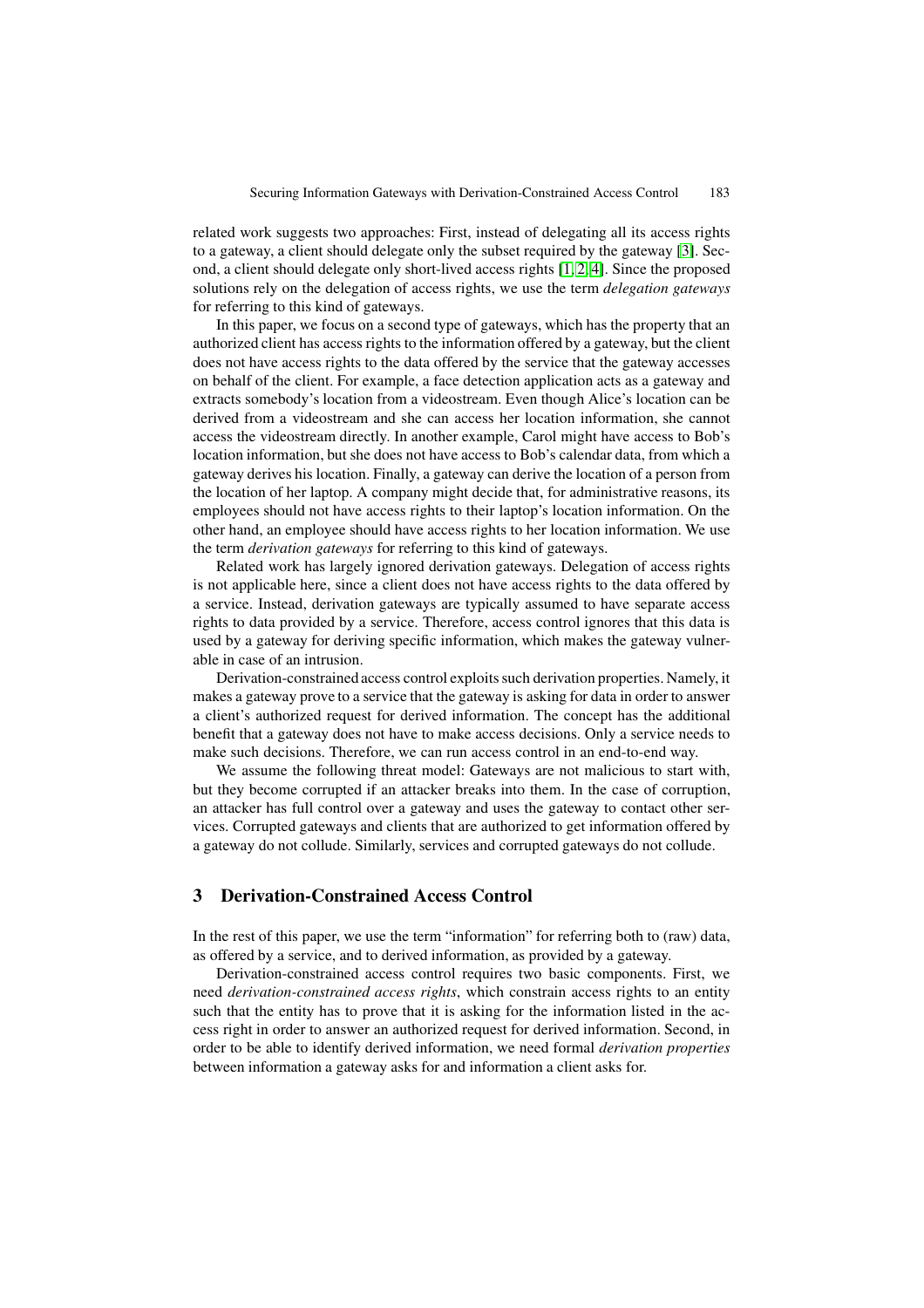related work suggests two approaches: First, instead of delegating all its access rights to a gateway, a client should delegate only the subset required by the gateway [3]. Second, a client should delegate only short-lived access rights [1, 2, 4]. Since the proposed solutions rely on the delegation of access rights, we use the term *delegation gateways* for referring to this kind of gateways.

In this paper, we focus on a second type of gateways, which has the property that an authorized client has access rights to the information offered by a gateway, but the client does not have access rights to the data offered by the service that the gateway accesses on behalf of the client. For example, a face detection application acts as a gateway and extracts somebody's location from a videostream. Even though Alice's location can be derived from a videostream and she can access her location information, she cannot access the videostream directly. In another example, Carol might have access to Bob's location information, but she does not have access to Bob's calendar data, from which a gateway derives his location. Finally, a gateway can derive the location of a person from the location of her laptop. A company might decide that, for administrative reasons, its employees should not have access rights to their laptop's location information. On the other hand, an employee should have access rights to her location information. We use the term *derivation gateways* for referring to this kind of gateways.

Related work has largely ignored derivation gateways. Delegation of access rights is not applicable here, since a client does not have access rights to the data offered by a service. Instead, derivation gateways are typically assumed to have separate access rights to data provided by a service. Therefore, access control ignores that this data is used by a gateway for deriving specific information, which makes the gateway vulnerable in case of an intrusion.

Derivation-constrained access control exploits such derivation properties. Namely, it makes a gateway prove to a service that the gateway is asking for data in order to answer a client's authorized request for derived information. The concept has the additional benefit that a gateway does not have to make access decisions. Only a service needs to make such decisions. Therefore, we can run access control in an end-to-end way.

We assume the following threat model: Gateways are not malicious to start with, but they become corrupted if an attacker breaks into them. In the case of corruption, an attacker has full control over a gateway and uses the gateway to contact other services. Corrupted gateways and clients that are authorized to get information offered by a gateway do not collude. Similarly, services and corrupted gateways do not collude.

## 3 Derivation-Constrained Access Control

In the rest of this paper, we use the term "information" for referring both to (raw) data, as offered by a service, and to derived information, as provided by a gateway.

Derivation-constrained access control requires two basic components. First, we need *derivation-constrained access rights*, which constrain access rights to an entity such that the entity has to prove that it is asking for the information listed in the access right in order to answer an authorized request for derived information. Second, in order to be able to identify derived information, we need formal *derivation properties* between information a gateway asks for and information a client asks for.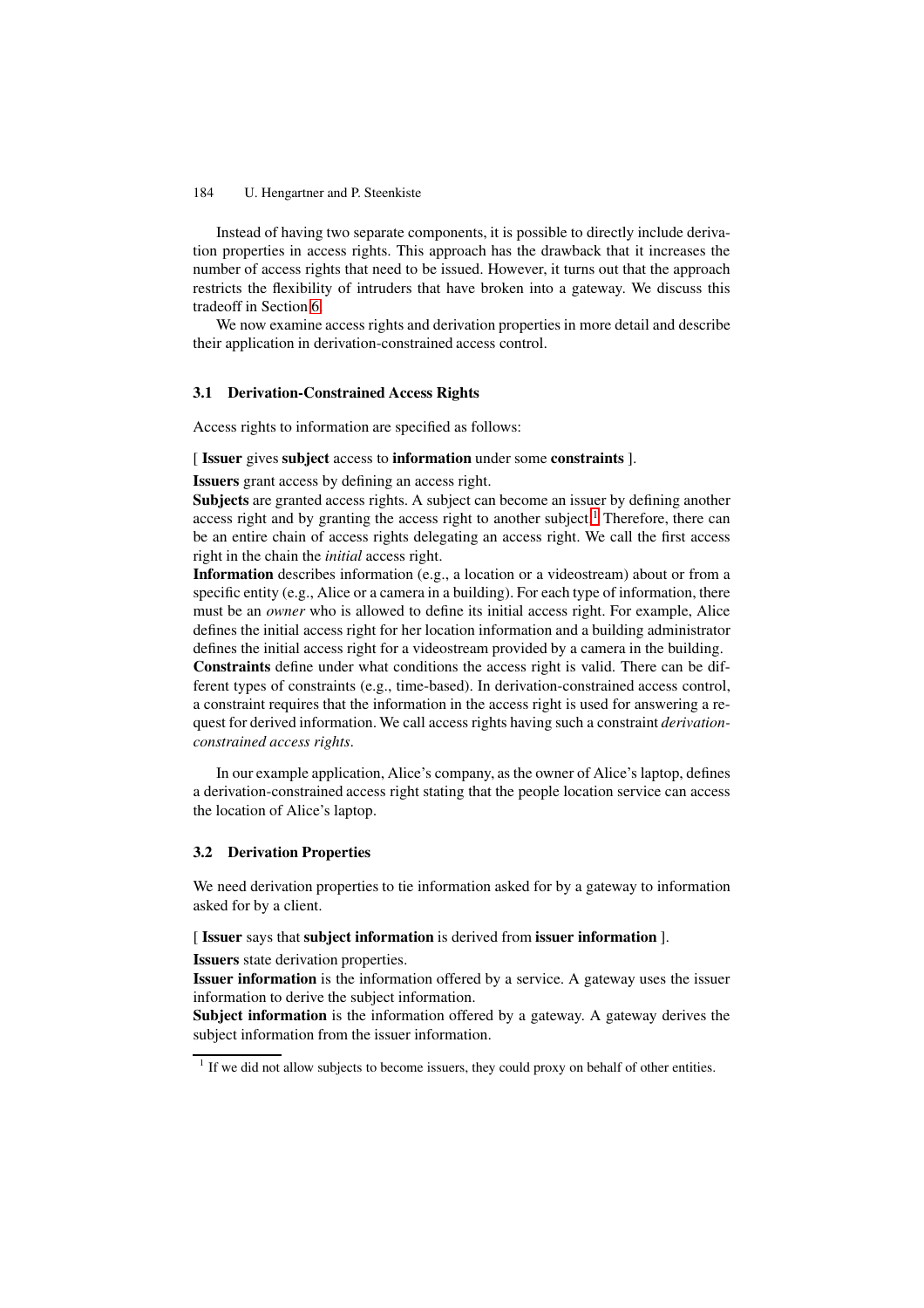Instead of having two separate components, it is possible to directly include derivation properties in access rights. This approach has the drawback that it increases the number of access rights that need to be issued. However, it turns out that the approach restricts the flexibility of intruders that have broken into a gateway. We discuss this tradeoff in Section 6.

We now examine access rights and derivation properties in more detail and describe their application in derivation-constrained access control.

### 3.1 Derivation-Constrained Access Rights

Access rights to information are specified as follows:

[ **Issuer** gives **subject** access to **information** under some **constraints** ].

**Issuers** grant access by defining an access right.
**Subjects** are granted access rights. A subject can become an issuer by defining another access right and by granting the access right to another subject.[1] Therefore, there can be an entire chain of access rights delegating an access right. We call the first access right in the chain the *initial* access right.
**Information** describes information (e.g., a location or a videostream) about or from a specific entity (e.g., Alice or a camera in a building). For each type of information, there must be an *owner* who is allowed to define its initial access right. For example, Alice defines the initial access right for her location information and a building administrator defines the initial access right for a videostream provided by a camera in the building.
**Constraints** define under what conditions the access right is valid. There can be different types of constraints (e.g., time-based). In derivation-constrained access control, a constraint requires that the information in the access right is used for answering a request for derived information. We call access rights having such a constraint *derivation-constrained access rights*.

In our example application, Alice's company, as the owner of Alice's laptop, defines a derivation-constrained access right stating that the people location service can access the location of Alice's laptop.

### 3.2 Derivation Properties

We need derivation properties to tie information asked for by a gateway to information asked for by a client.

[ **Issuer** says that **subject information** is derived from **issuer information** ].

**Issuers** state derivation properties.
**Issuer information** is the information offered by a service. A gateway uses the issuer information to derive the subject information.
**Subject information** is the information offered by a gateway. A gateway derives the subject information from the issuer information.

[1] If we did not allow subjects to become issuers, they could proxy on behalf of other entities.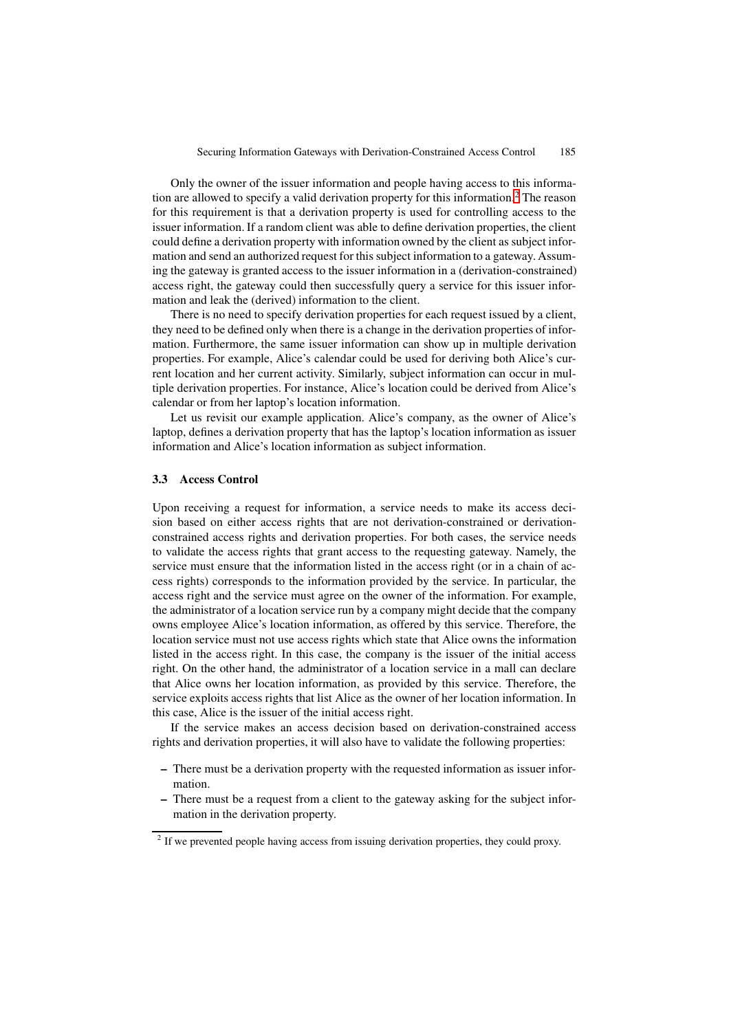Only the owner of the issuer information and people having access to this information are allowed to specify a valid derivation property for this information.[2] The reason for this requirement is that a derivation property is used for controlling access to the issuer information. If a random client was able to define derivation properties, the client could define a derivation property with information owned by the client as subject information and send an authorized request for this subject information to a gateway. Assuming the gateway is granted access to the issuer information in a (derivation-constrained) access right, the gateway could then successfully query a service for this issuer information and leak the (derived) information to the client.

There is no need to specify derivation properties for each request issued by a client, they need to be defined only when there is a change in the derivation properties of information. Furthermore, the same issuer information can show up in multiple derivation properties. For example, Alice's calendar could be used for deriving both Alice's current location and her current activity. Similarly, subject information can occur in multiple derivation properties. For instance, Alice's location could be derived from Alice's calendar or from her laptop's location information.

Let us revisit our example application. Alice's company, as the owner of Alice's laptop, defines a derivation property that has the laptop's location information as issuer information and Alice's location information as subject information.

### 3.3 Access Control

Upon receiving a request for information, a service needs to make its access decision based on either access rights that are not derivation-constrained or derivation-constrained access rights and derivation properties. For both cases, the service needs to validate the access rights that grant access to the requesting gateway. Namely, the service must ensure that the information listed in the access right (or in a chain of access rights) corresponds to the information provided by the service. In particular, the access right and the service must agree on the owner of the information. For example, the administrator of a location service run by a company might decide that the company owns employee Alice's location information, as offered by this service. Therefore, the location service must not use access rights which state that Alice owns the information listed in the access right. In this case, the company is the issuer of the initial access right. On the other hand, the administrator of a location service in a mall can declare that Alice owns her location information, as provided by this service. Therefore, the service exploits access rights that list Alice as the owner of her location information. In this case, Alice is the issuer of the initial access right.

If the service makes an access decision based on derivation-constrained access rights and derivation properties, it will also have to validate the following properties:

- There must be a derivation property with the requested information as issuer information.
- There must be a request from a client to the gateway asking for the subject information in the derivation property.

[2] If we prevented people having access from issuing derivation properties, they could proxy.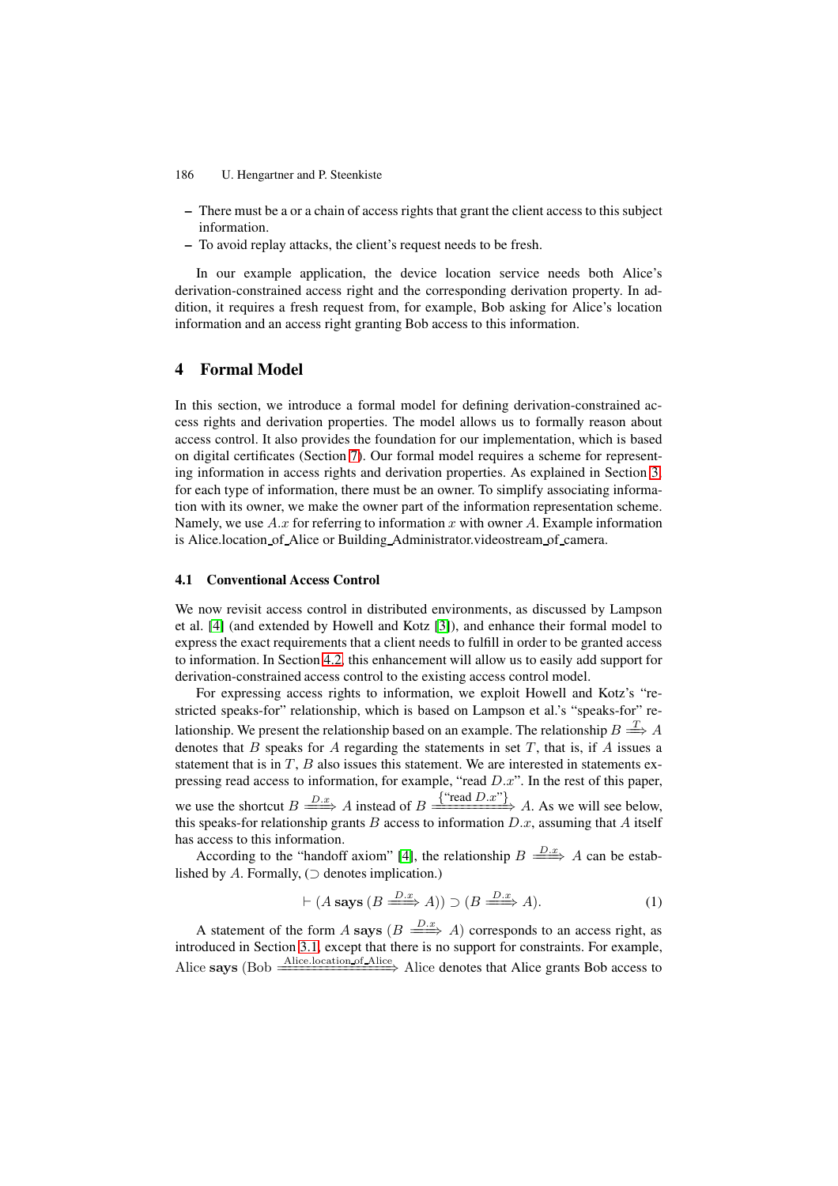- There must be a or a chain of access rights that grant the client access to this subject information.
- To avoid replay attacks, the client's request needs to be fresh.

In our example application, the device location service needs both Alice's derivation-constrained access right and the corresponding derivation property. In addition, it requires a fresh request from, for example, Bob asking for Alice's location information and an access right granting Bob access to this information.

## 4 Formal Model

In this section, we introduce a formal model for defining derivation-constrained access rights and derivation properties. The model allows us to formally reason about access control. It also provides the foundation for our implementation, which is based on digital certificates (Section 7). Our formal model requires a scheme for representing information in access rights and derivation properties. As explained in Section 3, for each type of information, there must be an owner. To simplify associating information with its owner, we make the owner part of the information representation scheme. Namely, we use $A.x$ for referring to information $x$ with owner $A$. Example information is Alice.location_of_Alice or Building_Administrator.videostream_of_camera.

### 4.1 Conventional Access Control

We now revisit access control in distributed environments, as discussed by Lampson et al. [4] (and extended by Howell and Kotz [3]), and enhance their formal model to express the exact requirements that a client needs to fulfill in order to be granted access to information. In Section 4.2, this enhancement will allow us to easily add support for derivation-constrained access control to the existing access control model.

For expressing access rights to information, we exploit Howell and Kotz's "restricted speaks-for" relationship, which is based on Lampson et al.'s "speaks-for" relationship. We present the relationship based on an example. The relationship $B \overset{T}{\Longrightarrow} A$ denotes that $B$ speaks for $A$ regarding the statements in set $T$, that is, if $A$ issues a statement that is in $T$, $B$ also issues this statement. We are interested in statements expressing read access to information, for example, "read $D.x$". In the rest of this paper, we use the shortcut $B \overset{D.x}{\Longrightarrow} A$ instead of $B \overset{\{\text{"read } D.x\text{"}\}}{\Longrightarrow} A$. As we will see below, this speaks-for relationship grants $B$ access to information $D.x$, assuming that $A$ itself has access to this information.

According to the "handoff axiom" [4], the relationship $B \overset{D.x}{\Longrightarrow} A$ can be established by $A$. Formally, ($\supset$ denotes implication.)

$$\vdash (A \textbf{ says } (B \overset{D.x}{\Longrightarrow} A)) \supset (B \overset{D.x}{\Longrightarrow} A). \tag{1}$$

A statement of the form $A$ **says** $(B \overset{D.x}{\Longrightarrow} A)$ corresponds to an access right, as introduced in Section 3.1, except that there is no support for constraints. For example, Alice **says** (Bob $\overset{\text{Alice.location\_of\_Alice}}{\Longrightarrow}$ Alice denotes that Alice grants Bob access to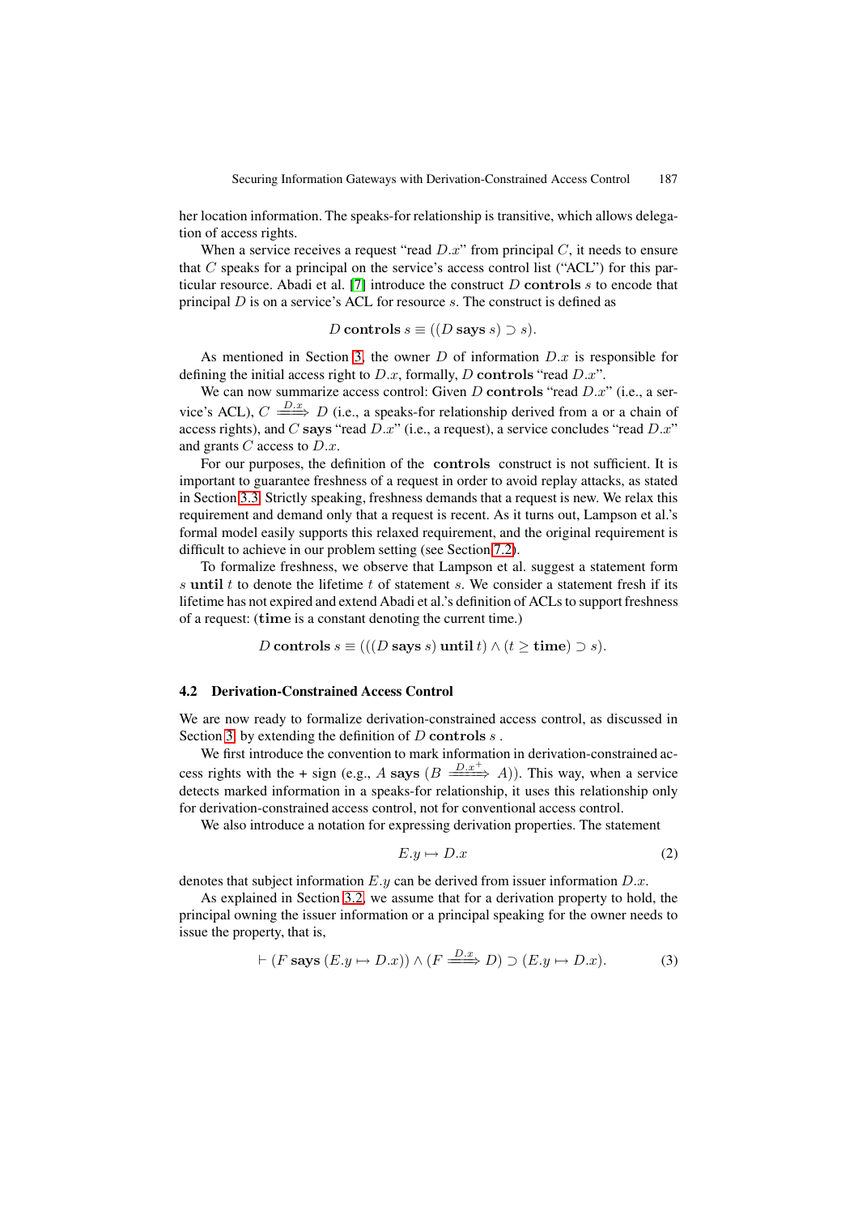her location information. The speaks-for relationship is transitive, which allows delegation of access rights.

When a service receives a request "read $D.x$" from principal $C$, it needs to ensure that $C$ speaks for a principal on the service's access control list ("ACL") for this particular resource. Abadi et al. [7] introduce the construct $D$ **controls** $s$ to encode that principal $D$ is on a service's ACL for resource $s$. The construct is defined as

$$D \textbf{ controls } s \equiv ((D \textbf{ says } s) \supset s).$$

As mentioned in Section 3, the owner $D$ of information $D.x$ is responsible for defining the initial access right to $D.x$, formally, $D$ **controls** "read $D.x$".

We can now summarize access control: Given $D$ **controls** "read $D.x$" (i.e., a service's ACL), $C \xRightarrow{D.x} D$ (i.e., a speaks-for relationship derived from a or a chain of access rights), and $C$ **says** "read $D.x$" (i.e., a request), a service concludes "read $D.x$" and grants $C$ access to $D.x$.

For our purposes, the definition of the **controls** construct is not sufficient. It is important to guarantee freshness of a request in order to avoid replay attacks, as stated in Section 3.3. Strictly speaking, freshness demands that a request is new. We relax this requirement and demand only that a request is recent. As it turns out, Lampson et al.'s formal model easily supports this relaxed requirement, and the original requirement is difficult to achieve in our problem setting (see Section 7.2).

To formalize freshness, we observe that Lampson et al. suggest a statement form $s$ **until** $t$ to denote the lifetime $t$ of statement $s$. We consider a statement fresh if its lifetime has not expired and extend Abadi et al.'s definition of ACLs to support freshness of a request: (**time** is a constant denoting the current time.)

$$D \textbf{ controls } s \equiv (((D \textbf{ says } s) \textbf{ until } t) \wedge (t \geq \textbf{time}) \supset s).$$

### 4.2 Derivation-Constrained Access Control

We are now ready to formalize derivation-constrained access control, as discussed in Section 3, by extending the definition of $D$ **controls** $s$ .

We first introduce the convention to mark information in derivation-constrained access rights with the + sign (e.g., $A$ **says** $(B \xRightarrow{D.x^+} A)$). This way, when a service detects marked information in a speaks-for relationship, it uses this relationship only for derivation-constrained access control, not for conventional access control.

We also introduce a notation for expressing derivation properties. The statement

$$E.y \mapsto D.x \tag{2}$$

denotes that subject information $E.y$ can be derived from issuer information $D.x$.

As explained in Section 3.2, we assume that for a derivation property to hold, the principal owning the issuer information or a principal speaking for the owner needs to issue the property, that is,

$$\vdash (F \textbf{ says } (E.y \mapsto D.x)) \wedge (F \xRightarrow{D.x} D) \supset (E.y \mapsto D.x). \tag{3}$$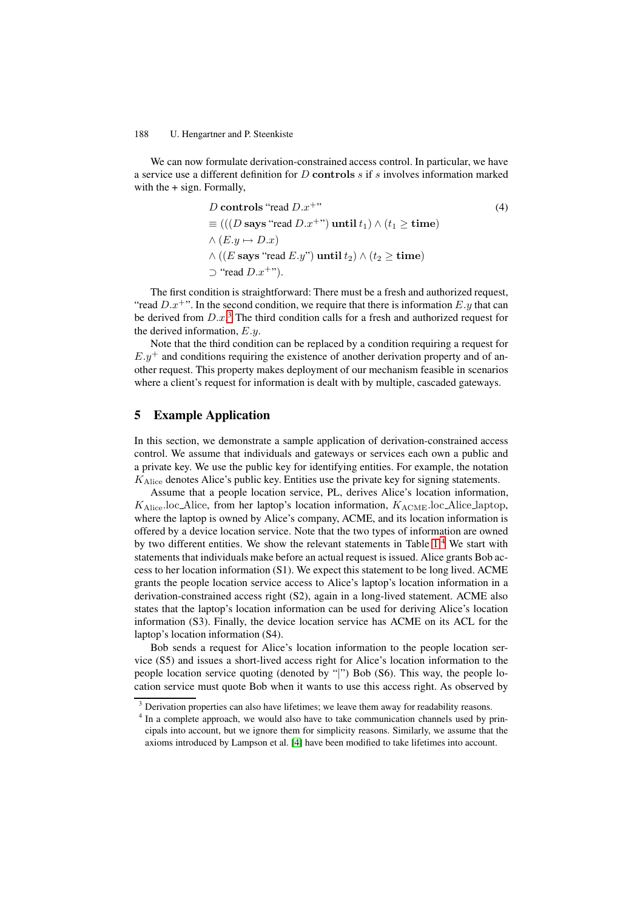We can now formulate derivation-constrained access control. In particular, we have a service use a different definition for $D$ **controls** $s$ if $s$ involves information marked with the + sign. Formally,

$$
\begin{aligned}
& D \textbf{ controls } \text{“read } D.x^{+}\text{”} \\
& \equiv (((D \textbf{ says } \text{“read } D.x^{+}\text{”}) \textbf{ until } t_1) \wedge (t_1 \geq \textbf{time}) \\
& \wedge (E.y \mapsto D.x) \\
& \wedge ((E \textbf{ says } \text{“read } E.y\text{”}) \textbf{ until } t_2) \wedge (t_2 \geq \textbf{time}) \\
& \supset \text{“read } D.x^{+}\text{”}).
\end{aligned} \tag{4}
$$

The first condition is straightforward: There must be a fresh and authorized request, “read $D.x^{+}$”. In the second condition, we require that there is information $E.y$ that can be derived from $D.x$.[3] The third condition calls for a fresh and authorized request for the derived information, $E.y$.

Note that the third condition can be replaced by a condition requiring a request for $E.y^{+}$ and conditions requiring the existence of another derivation property and of another request. This property makes deployment of our mechanism feasible in scenarios where a client's request for information is dealt with by multiple, cascaded gateways.

## 5 Example Application

In this section, we demonstrate a sample application of derivation-constrained access control. We assume that individuals and gateways or services each own a public and a private key. We use the public key for identifying entities. For example, the notation $K_{\text{Alice}}$ denotes Alice's public key. Entities use the private key for signing statements.

Assume that a people location service, PL, derives Alice's location information, $K_{\text{Alice}}.\text{loc\_Alice}$, from her laptop's location information, $K_{\text{ACME}}.\text{loc\_Alice\_laptop}$, where the laptop is owned by Alice's company, ACME, and its location information is offered by a device location service. Note that the two types of information are owned by two different entities. We show the relevant statements in Table 1.[4] We start with statements that individuals make before an actual request is issued. Alice grants Bob access to her location information (S1). We expect this statement to be long lived. ACME grants the people location service access to Alice's laptop's location information in a derivation-constrained access right (S2), again in a long-lived statement. ACME also states that the laptop's location information can be used for deriving Alice's location information (S3). Finally, the device location service has ACME on its ACL for the laptop's location information (S4).

Bob sends a request for Alice's location information to the people location service (S5) and issues a short-lived access right for Alice's location information to the people location service quoting (denoted by “|”) Bob (S6). This way, the people location service must quote Bob when it wants to use this access right. As observed by

[3] Derivation properties can also have lifetimes; we leave them away for readability reasons.

[4] In a complete approach, we would also have to take communication channels used by principals into account, but we ignore them for simplicity reasons. Similarly, we assume that the axioms introduced by Lampson et al. [4] have been modified to take lifetimes into account.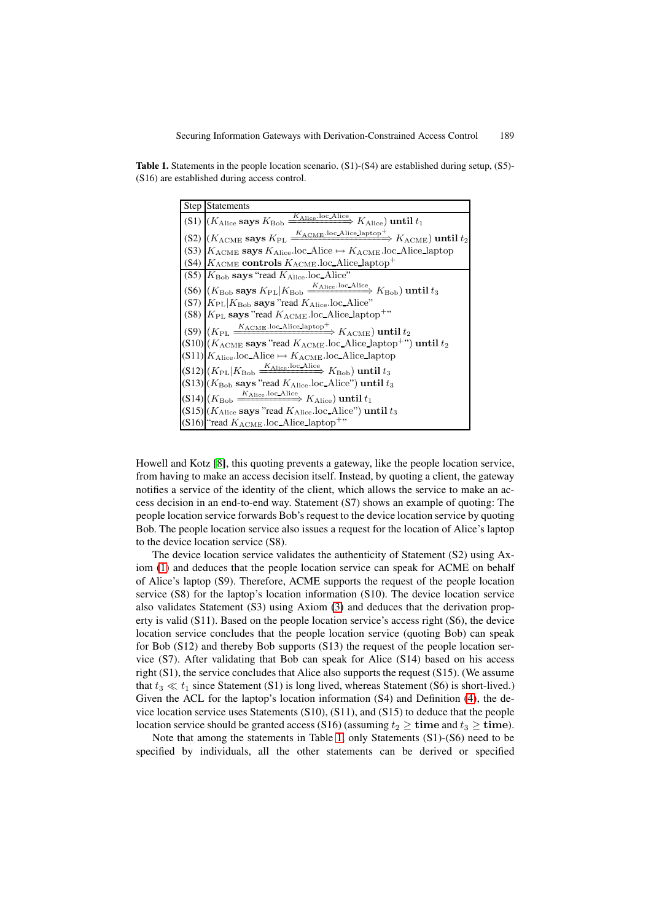**Table 1.** Statements in the people location scenario. (S1)-(S4) are established during setup, (S5)-(S16) are established during access control.

| Step | Statements |
|---|---|
| (S1) | $(K_{\text{Alice}}$ **says** $K_{\text{Bob}} \xRightarrow{K_{\text{Alice}}.\text{loc\_Alice}} K_{\text{Alice}})$ **until** $t_1$ |
| (S2) | $(K_{\text{ACME}}$ **says** $K_{\text{PL}} \xRightarrow{K_{\text{ACME}}.\text{loc\_Alice\_laptop}^{+}} K_{\text{ACME}})$ **until** $t_2$ |
| (S3) | $K_{\text{ACME}}$ **says** $K_{\text{Alice}}.\text{loc\_Alice} \mapsto K_{\text{ACME}}.\text{loc\_Alice\_laptop}$ |
| (S4) | $K_{\text{ACME}}$ **controls** $K_{\text{ACME}}.\text{loc\_Alice\_laptop}^{+}$ |
| (S5) | $K_{\text{Bob}}$ **says** "read $K_{\text{Alice}}.\text{loc\_Alice}$" |
| (S6) | $(K_{\text{Bob}}$ **says** $K_{\text{PL}}\|K_{\text{Bob}} \xRightarrow{K_{\text{Alice}}.\text{loc\_Alice}} K_{\text{Bob}})$ **until** $t_3$ |
| (S7) | $K_{\text{PL}}\|K_{\text{Bob}}$ **says** "read $K_{\text{Alice}}.\text{loc\_Alice}$" |
| (S8) | $K_{\text{PL}}$ **says** "read $K_{\text{ACME}}.\text{loc\_Alice\_laptop}^{+}$" |
| (S9) | $(K_{\text{PL}} \xRightarrow{K_{\text{ACME}}.\text{loc\_Alice\_laptop}^{+}} K_{\text{ACME}})$ **until** $t_2$ |
| (S10) | $(K_{\text{ACME}}$ **says** "read $K_{\text{ACME}}.\text{loc\_Alice\_laptop}^{+}$") **until** $t_2$ |
| (S11) | $K_{\text{Alice}}.\text{loc\_Alice} \mapsto K_{\text{ACME}}.\text{loc\_Alice\_laptop}$ |
| (S12) | $(K_{\text{PL}}\|K_{\text{Bob}} \xRightarrow{K_{\text{Alice}}.\text{loc\_Alice}} K_{\text{Bob}})$ **until** $t_3$ |
| (S13) | $(K_{\text{Bob}}$ **says** "read $K_{\text{Alice}}.\text{loc\_Alice}$") **until** $t_3$ |
| (S14) | $(K_{\text{Bob}} \xRightarrow{K_{\text{Alice}}.\text{loc\_Alice}} K_{\text{Alice}})$ **until** $t_1$ |
| (S15) | $(K_{\text{Alice}}$ **says** "read $K_{\text{Alice}}.\text{loc\_Alice}$") **until** $t_3$ |
| (S16) | "read $K_{\text{ACME}}.\text{loc\_Alice\_laptop}^{+}$" |

Howell and Kotz [8], this quoting prevents a gateway, like the people location service, from having to make an access decision itself. Instead, by quoting a client, the gateway notifies a service of the identity of the client, which allows the service to make an access decision in an end-to-end way. Statement (S7) shows an example of quoting: The people location service forwards Bob's request to the device location service by quoting Bob. The people location service also issues a request for the location of Alice's laptop to the device location service (S8).

The device location service validates the authenticity of Statement (S2) using Axiom (1) and deduces that the people location service can speak for ACME on behalf of Alice's laptop (S9). Therefore, ACME supports the request of the people location service (S8) for the laptop's location information (S10). The device location service also validates Statement (S3) using Axiom (3) and deduces that the derivation property is valid (S11). Based on the people location service's access right (S6), the device location service concludes that the people location service (quoting Bob) can speak for Bob (S12) and thereby Bob supports (S13) the request of the people location service (S7). After validating that Bob can speak for Alice (S14) based on his access right (S1), the service concludes that Alice also supports the request (S15). (We assume that $t_3 \ll t_1$ since Statement (S1) is long lived, whereas Statement (S6) is short-lived.) Given the ACL for the laptop's location information (S4) and Definition (4), the device location service uses Statements (S10), (S11), and (S15) to deduce that the people location service should be granted access (S16) (assuming $t_2 \geq \textbf{time}$ and $t_3 \geq \textbf{time}$).

Note that among the statements in Table 1, only Statements (S1)-(S6) need to be specified by individuals, all the other statements can be derived or specified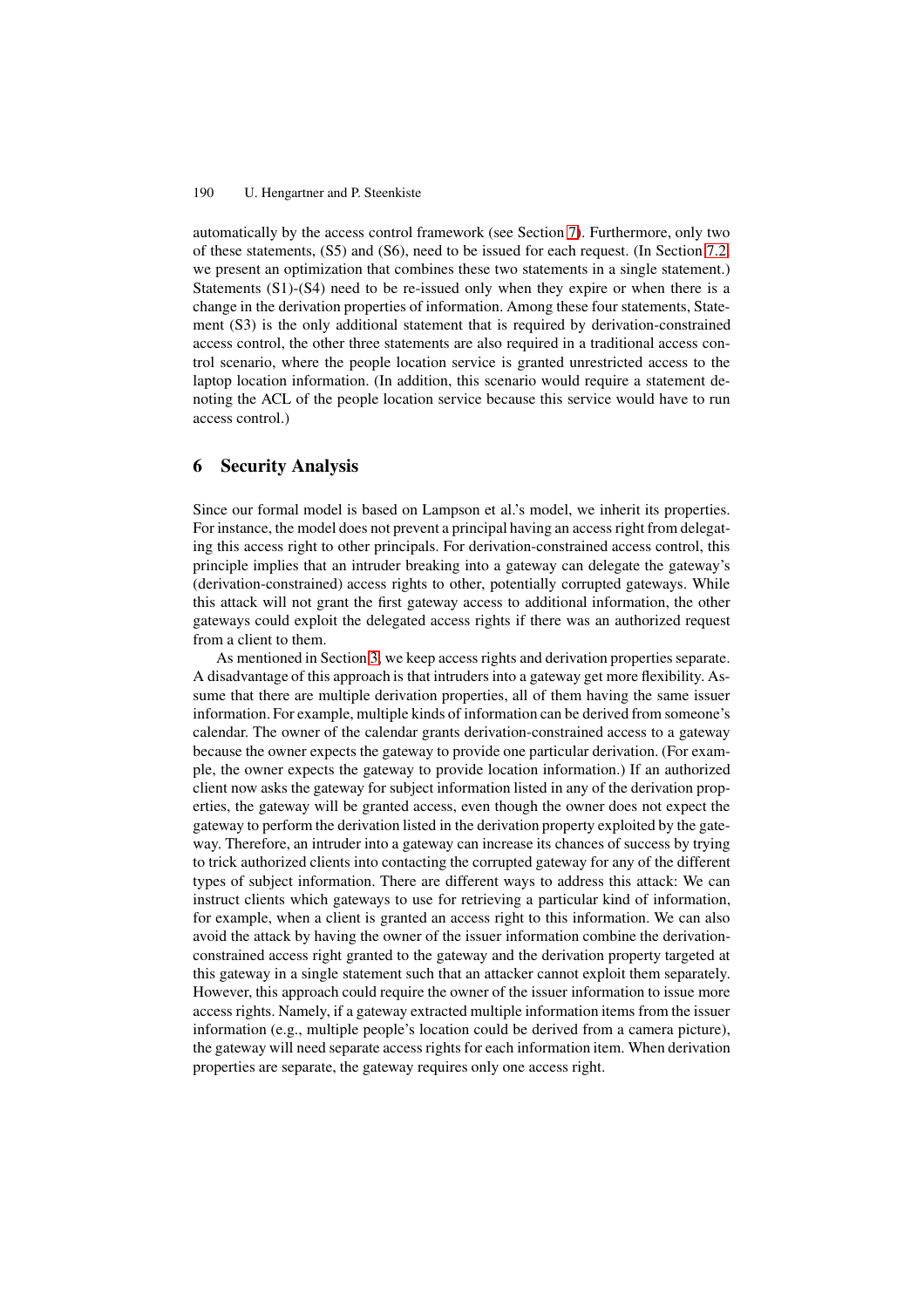automatically by the access control framework (see Section 7). Furthermore, only two of these statements, (S5) and (S6), need to be issued for each request. (In Section 7.2 we present an optimization that combines these two statements in a single statement.) Statements (S1)-(S4) need to be re-issued only when they expire or when there is a change in the derivation properties of information. Among these four statements, Statement (S3) is the only additional statement that is required by derivation-constrained access control, the other three statements are also required in a traditional access control scenario, where the people location service is granted unrestricted access to the laptop location information. (In addition, this scenario would require a statement denoting the ACL of the people location service because this service would have to run access control.)

## 6 Security Analysis

Since our formal model is based on Lampson et al.'s model, we inherit its properties. For instance, the model does not prevent a principal having an access right from delegating this access right to other principals. For derivation-constrained access control, this principle implies that an intruder breaking into a gateway can delegate the gateway's (derivation-constrained) access rights to other, potentially corrupted gateways. While this attack will not grant the first gateway access to additional information, the other gateways could exploit the delegated access rights if there was an authorized request from a client to them.

As mentioned in Section 3, we keep access rights and derivation properties separate. A disadvantage of this approach is that intruders into a gateway get more flexibility. Assume that there are multiple derivation properties, all of them having the same issuer information. For example, multiple kinds of information can be derived from someone's calendar. The owner of the calendar grants derivation-constrained access to a gateway because the owner expects the gateway to provide one particular derivation. (For example, the owner expects the gateway to provide location information.) If an authorized client now asks the gateway for subject information listed in any of the derivation properties, the gateway will be granted access, even though the owner does not expect the gateway to perform the derivation listed in the derivation property exploited by the gateway. Therefore, an intruder into a gateway can increase its chances of success by trying to trick authorized clients into contacting the corrupted gateway for any of the different types of subject information. There are different ways to address this attack: We can instruct clients which gateways to use for retrieving a particular kind of information, for example, when a client is granted an access right to this information. We can also avoid the attack by having the owner of the issuer information combine the derivation-constrained access right granted to the gateway and the derivation property targeted at this gateway in a single statement such that an attacker cannot exploit them separately. However, this approach could require the owner of the issuer information to issue more access rights. Namely, if a gateway extracted multiple information items from the issuer information (e.g., multiple people's location could be derived from a camera picture), the gateway will need separate access rights for each information item. When derivation properties are separate, the gateway requires only one access right.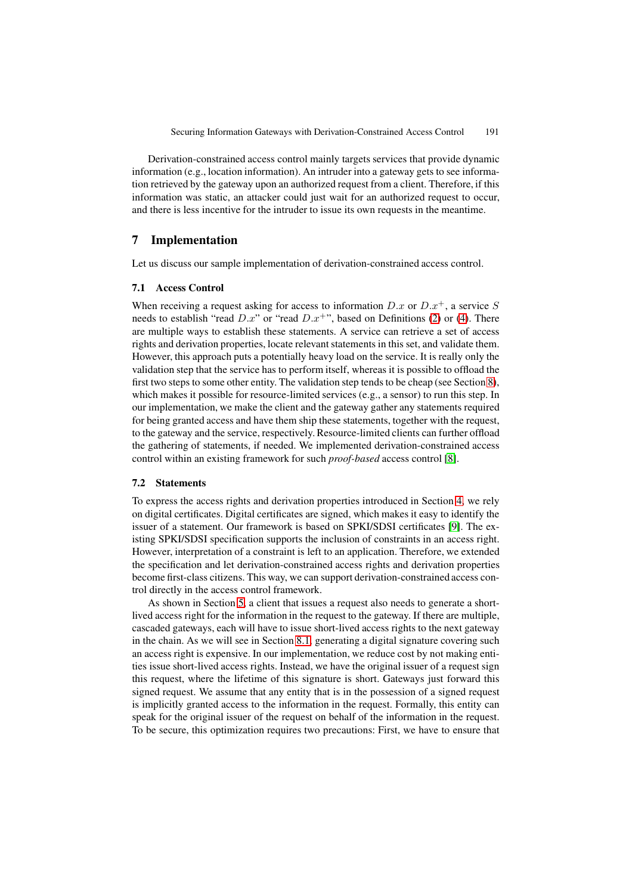Derivation-constrained access control mainly targets services that provide dynamic information (e.g., location information). An intruder into a gateway gets to see information retrieved by the gateway upon an authorized request from a client. Therefore, if this information was static, an attacker could just wait for an authorized request to occur, and there is less incentive for the intruder to issue its own requests in the meantime.

## 7 Implementation

Let us discuss our sample implementation of derivation-constrained access control.

### 7.1 Access Control

When receiving a request asking for access to information $D.x$ or $D.x^+$, a service $S$ needs to establish "read $D.x$" or "read $D.x^+$", based on Definitions (2) or (4). There are multiple ways to establish these statements. A service can retrieve a set of access rights and derivation properties, locate relevant statements in this set, and validate them. However, this approach puts a potentially heavy load on the service. It is really only the validation step that the service has to perform itself, whereas it is possible to offload the first two steps to some other entity. The validation step tends to be cheap (see Section 8), which makes it possible for resource-limited services (e.g., a sensor) to run this step. In our implementation, we make the client and the gateway gather any statements required for being granted access and have them ship these statements, together with the request, to the gateway and the service, respectively. Resource-limited clients can further offload the gathering of statements, if needed. We implemented derivation-constrained access control within an existing framework for such *proof-based* access control [8].

### 7.2 Statements

To express the access rights and derivation properties introduced in Section 4, we rely on digital certificates. Digital certificates are signed, which makes it easy to identify the issuer of a statement. Our framework is based on SPKI/SDSI certificates [9]. The existing SPKI/SDSI specification supports the inclusion of constraints in an access right. However, interpretation of a constraint is left to an application. Therefore, we extended the specification and let derivation-constrained access rights and derivation properties become first-class citizens. This way, we can support derivation-constrained access control directly in the access control framework.

As shown in Section 5, a client that issues a request also needs to generate a short-lived access right for the information in the request to the gateway. If there are multiple, cascaded gateways, each will have to issue short-lived access rights to the next gateway in the chain. As we will see in Section 8.1, generating a digital signature covering such an access right is expensive. In our implementation, we reduce cost by not making entities issue short-lived access rights. Instead, we have the original issuer of a request sign this request, where the lifetime of this signature is short. Gateways just forward this signed request. We assume that any entity that is in the possession of a signed request is implicitly granted access to the information in the request. Formally, this entity can speak for the original issuer of the request on behalf of the information in the request. To be secure, this optimization requires two precautions: First, we have to ensure that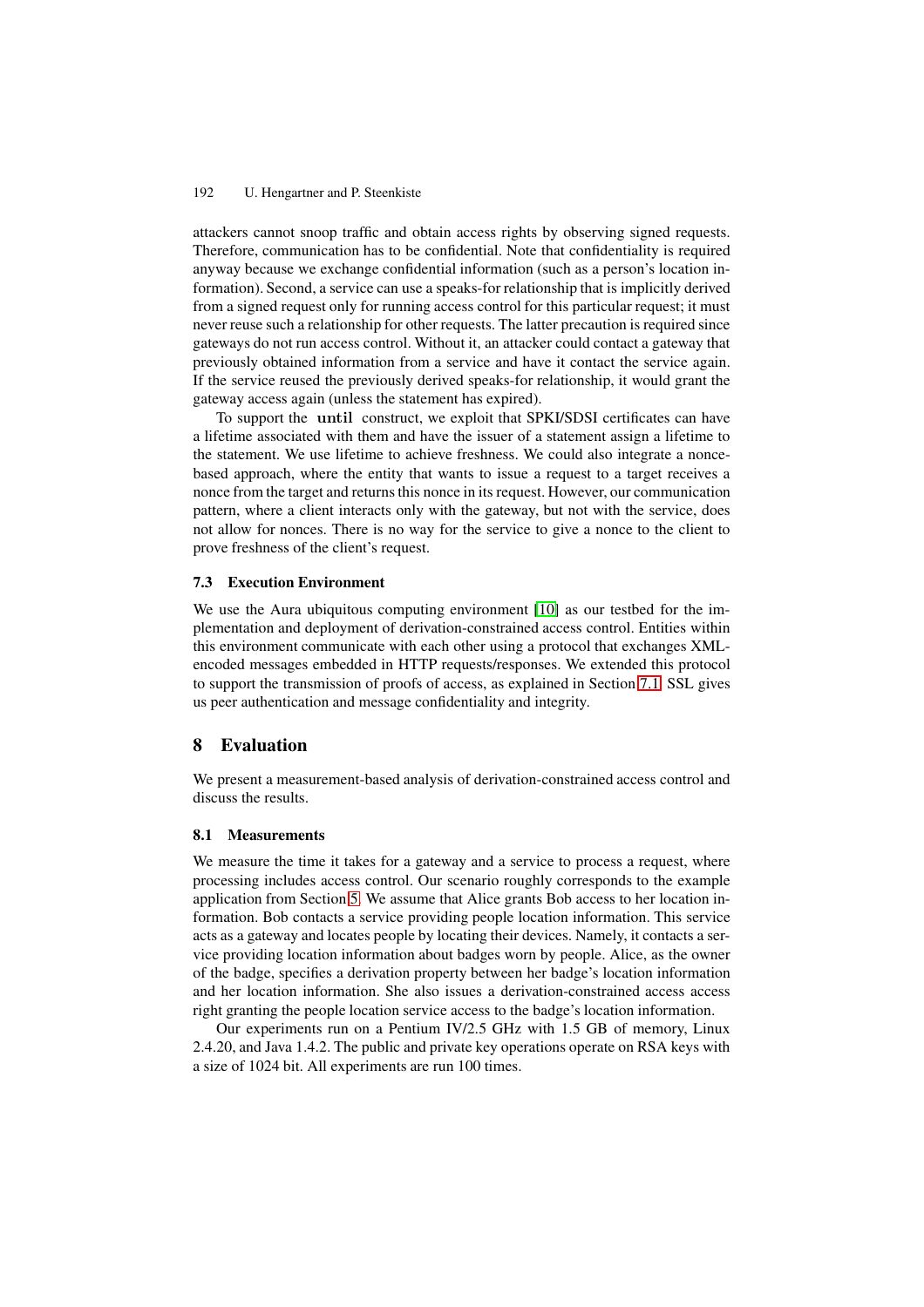attackers cannot snoop traffic and obtain access rights by observing signed requests. Therefore, communication has to be confidential. Note that confidentiality is required anyway because we exchange confidential information (such as a person's location information). Second, a service can use a speaks-for relationship that is implicitly derived from a signed request only for running access control for this particular request; it must never reuse such a relationship for other requests. The latter precaution is required since gateways do not run access control. Without it, an attacker could contact a gateway that previously obtained information from a service and have it contact the service again. If the service reused the previously derived speaks-for relationship, it would grant the gateway access again (unless the statement has expired).

To support the `until` construct, we exploit that SPKI/SDSI certificates can have a lifetime associated with them and have the issuer of a statement assign a lifetime to the statement. We use lifetime to achieve freshness. We could also integrate a nonce-based approach, where the entity that wants to issue a request to a target receives a nonce from the target and returns this nonce in its request. However, our communication pattern, where a client interacts only with the gateway, but not with the service, does not allow for nonces. There is no way for the service to give a nonce to the client to prove freshness of the client's request.

### 7.3 Execution Environment

We use the Aura ubiquitous computing environment [10] as our testbed for the implementation and deployment of derivation-constrained access control. Entities within this environment communicate with each other using a protocol that exchanges XML-encoded messages embedded in HTTP requests/responses. We extended this protocol to support the transmission of proofs of access, as explained in Section 7.1. SSL gives us peer authentication and message confidentiality and integrity.

## 8 Evaluation

We present a measurement-based analysis of derivation-constrained access control and discuss the results.

### 8.1 Measurements

We measure the time it takes for a gateway and a service to process a request, where processing includes access control. Our scenario roughly corresponds to the example application from Section 5. We assume that Alice grants Bob access to her location information. Bob contacts a service providing people location information. This service acts as a gateway and locates people by locating their devices. Namely, it contacts a service providing location information about badges worn by people. Alice, as the owner of the badge, specifies a derivation property between her badge's location information and her location information. She also issues a derivation-constrained access access right granting the people location service access to the badge's location information.

Our experiments run on a Pentium IV/2.5 GHz with 1.5 GB of memory, Linux 2.4.20, and Java 1.4.2. The public and private key operations operate on RSA keys with a size of 1024 bit. All experiments are run 100 times.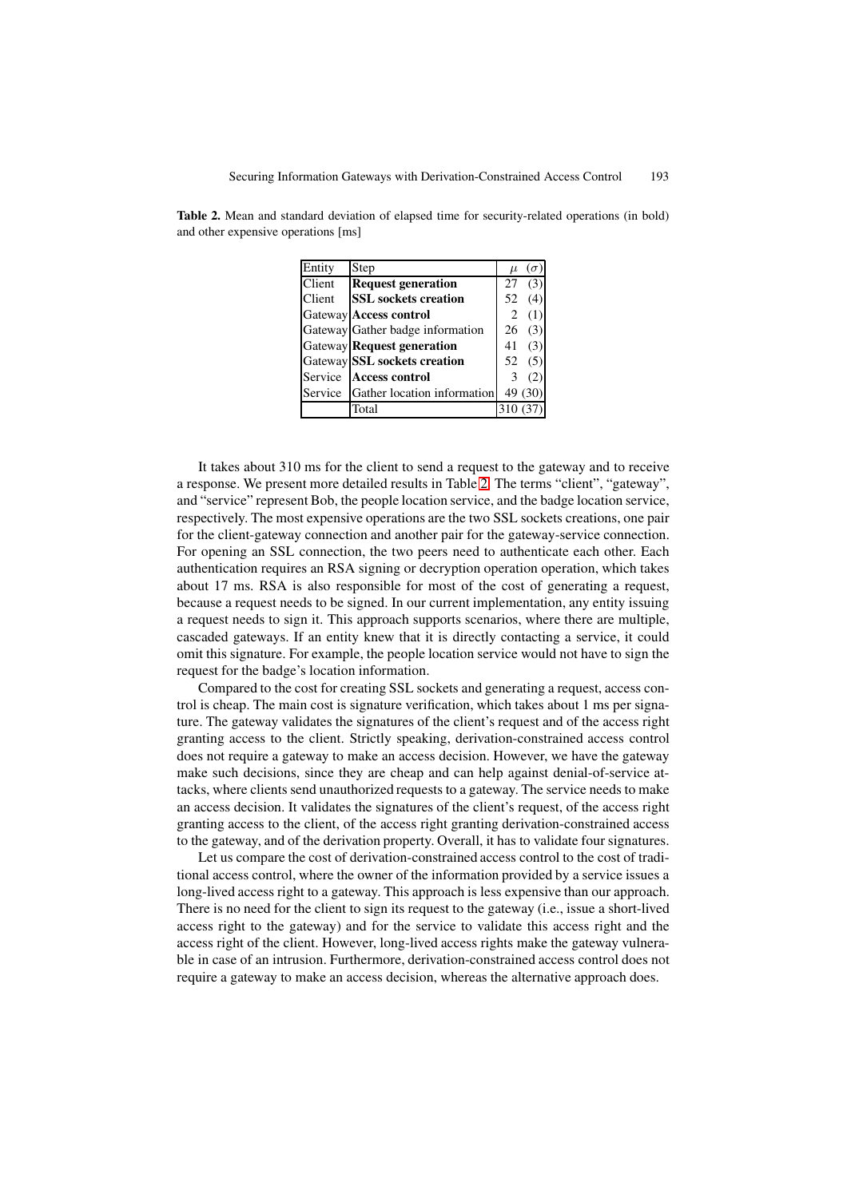**Table 2.** Mean and standard deviation of elapsed time for security-related operations (in bold) and other expensive operations [ms]

| Entity | Step | $\mu$ $(\sigma)$ |
|---|---|---|
| Client | **Request generation** | 27 (3) |
| Client | **SSL sockets creation** | 52 (4) |
| Gateway | **Access control** | 2 (1) |
| Gateway | Gather badge information | 26 (3) |
| Gateway | **Request generation** | 41 (3) |
| Gateway | **SSL sockets creation** | 52 (5) |
| Service | **Access control** | 3 (2) |
| Service | Gather location information | 49 (30) |
| | Total | 310 (37) |

It takes about 310 ms for the client to send a request to the gateway and to receive a response. We present more detailed results in Table 2. The terms "client", "gateway", and "service" represent Bob, the people location service, and the badge location service, respectively. The most expensive operations are the two SSL sockets creations, one pair for the client-gateway connection and another pair for the gateway-service connection. For opening an SSL connection, the two peers need to authenticate each other. Each authentication requires an RSA signing or decryption operation operation, which takes about 17 ms. RSA is also responsible for most of the cost of generating a request, because a request needs to be signed. In our current implementation, any entity issuing a request needs to sign it. This approach supports scenarios, where there are multiple, cascaded gateways. If an entity knew that it is directly contacting a service, it could omit this signature. For example, the people location service would not have to sign the request for the badge's location information.

Compared to the cost for creating SSL sockets and generating a request, access control is cheap. The main cost is signature verification, which takes about 1 ms per signature. The gateway validates the signatures of the client's request and of the access right granting access to the client. Strictly speaking, derivation-constrained access control does not require a gateway to make an access decision. However, we have the gateway make such decisions, since they are cheap and can help against denial-of-service attacks, where clients send unauthorized requests to a gateway. The service needs to make an access decision. It validates the signatures of the client's request, of the access right granting access to the client, of the access right granting derivation-constrained access to the gateway, and of the derivation property. Overall, it has to validate four signatures.

Let us compare the cost of derivation-constrained access control to the cost of traditional access control, where the owner of the information provided by a service issues a long-lived access right to a gateway. This approach is less expensive than our approach. There is no need for the client to sign its request to the gateway (i.e., issue a short-lived access right to the gateway) and for the service to validate this access right and the access right of the client. However, long-lived access rights make the gateway vulnerable in case of an intrusion. Furthermore, derivation-constrained access control does not require a gateway to make an access decision, whereas the alternative approach does.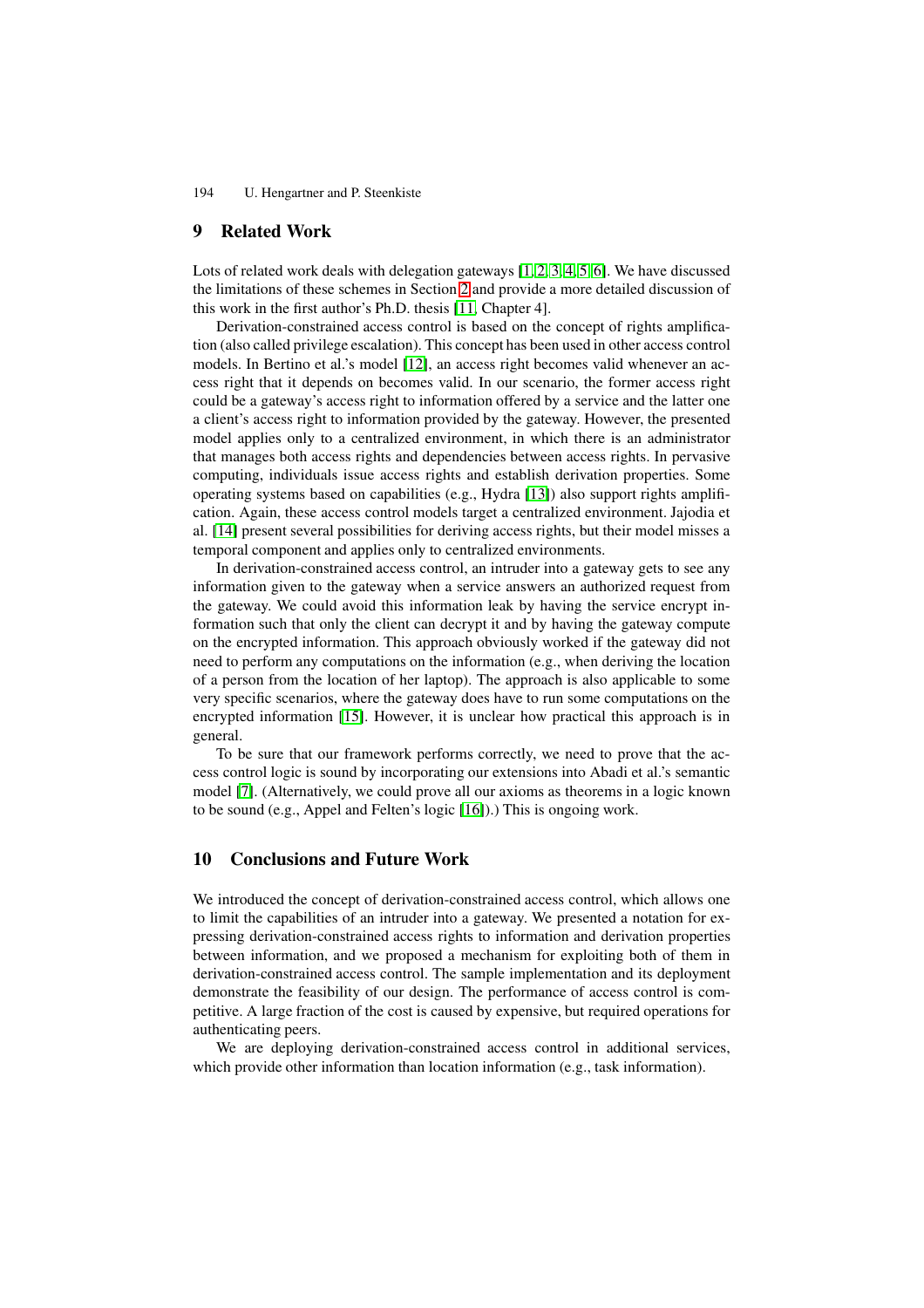## 9 Related Work

Lots of related work deals with delegation gateways [1, 2, 3, 4, 5, 6]. We have discussed the limitations of these schemes in Section 2 and provide a more detailed discussion of this work in the first author's Ph.D. thesis [11, Chapter 4].

Derivation-constrained access control is based on the concept of rights amplification (also called privilege escalation). This concept has been used in other access control models. In Bertino et al.'s model [12], an access right becomes valid whenever an access right that it depends on becomes valid. In our scenario, the former access right could be a gateway's access right to information offered by a service and the latter one a client's access right to information provided by the gateway. However, the presented model applies only to a centralized environment, in which there is an administrator that manages both access rights and dependencies between access rights. In pervasive computing, individuals issue access rights and establish derivation properties. Some operating systems based on capabilities (e.g., Hydra [13]) also support rights amplification. Again, these access control models target a centralized environment. Jajodia et al. [14] present several possibilities for deriving access rights, but their model misses a temporal component and applies only to centralized environments.

In derivation-constrained access control, an intruder into a gateway gets to see any information given to the gateway when a service answers an authorized request from the gateway. We could avoid this information leak by having the service encrypt information such that only the client can decrypt it and by having the gateway compute on the encrypted information. This approach obviously worked if the gateway did not need to perform any computations on the information (e.g., when deriving the location of a person from the location of her laptop). The approach is also applicable to some very specific scenarios, where the gateway does have to run some computations on the encrypted information [15]. However, it is unclear how practical this approach is in general.

To be sure that our framework performs correctly, we need to prove that the access control logic is sound by incorporating our extensions into Abadi et al.'s semantic model [7]. (Alternatively, we could prove all our axioms as theorems in a logic known to be sound (e.g., Appel and Felten's logic [16]).) This is ongoing work.

## 10 Conclusions and Future Work

We introduced the concept of derivation-constrained access control, which allows one to limit the capabilities of an intruder into a gateway. We presented a notation for expressing derivation-constrained access rights to information and derivation properties between information, and we proposed a mechanism for exploiting both of them in derivation-constrained access control. The sample implementation and its deployment demonstrate the feasibility of our design. The performance of access control is competitive. A large fraction of the cost is caused by expensive, but required operations for authenticating peers.

We are deploying derivation-constrained access control in additional services, which provide other information than location information (e.g., task information).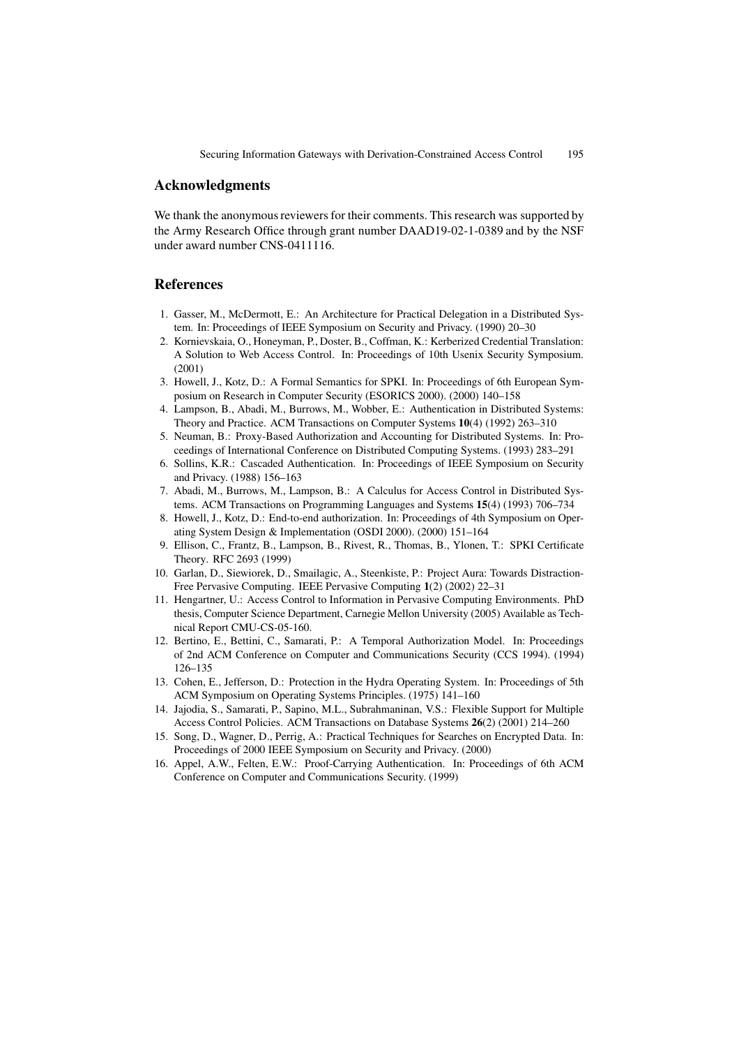## Acknowledgments

We thank the anonymous reviewers for their comments. This research was supported by the Army Research Office through grant number DAAD19-02-1-0389 and by the NSF under award number CNS-0411116.

## References

1. Gasser, M., McDermott, E.: An Architecture for Practical Delegation in a Distributed System. In: Proceedings of IEEE Symposium on Security and Privacy. (1990) 20–30
2. Kornievskaia, O., Honeyman, P., Doster, B., Coffman, K.: Kerberized Credential Translation: A Solution to Web Access Control. In: Proceedings of 10th Usenix Security Symposium. (2001)
3. Howell, J., Kotz, D.: A Formal Semantics for SPKI. In: Proceedings of 6th European Symposium on Research in Computer Security (ESORICS 2000). (2000) 140–158
4. Lampson, B., Abadi, M., Burrows, M., Wobber, E.: Authentication in Distributed Systems: Theory and Practice. ACM Transactions on Computer Systems **10**(4) (1992) 263–310
5. Neuman, B.: Proxy-Based Authorization and Accounting for Distributed Systems. In: Proceedings of International Conference on Distributed Computing Systems. (1993) 283–291
6. Sollins, K.R.: Cascaded Authentication. In: Proceedings of IEEE Symposium on Security and Privacy. (1988) 156–163
7. Abadi, M., Burrows, M., Lampson, B.: A Calculus for Access Control in Distributed Systems. ACM Transactions on Programming Languages and Systems **15**(4) (1993) 706–734
8. Howell, J., Kotz, D.: End-to-end authorization. In: Proceedings of 4th Symposium on Operating System Design & Implementation (OSDI 2000). (2000) 151–164
9. Ellison, C., Frantz, B., Lampson, B., Rivest, R., Thomas, B., Ylonen, T.: SPKI Certificate Theory. RFC 2693 (1999)
10. Garlan, D., Siewiorek, D., Smailagic, A., Steenkiste, P.: Project Aura: Towards Distraction-Free Pervasive Computing. IEEE Pervasive Computing **1**(2) (2002) 22–31
11. Hengartner, U.: Access Control to Information in Pervasive Computing Environments. PhD thesis, Computer Science Department, Carnegie Mellon University (2005) Available as Technical Report CMU-CS-05-160.
12. Bertino, E., Bettini, C., Samarati, P.: A Temporal Authorization Model. In: Proceedings of 2nd ACM Conference on Computer and Communications Security (CCS 1994). (1994) 126–135
13. Cohen, E., Jefferson, D.: Protection in the Hydra Operating System. In: Proceedings of 5th ACM Symposium on Operating Systems Principles. (1975) 141–160
14. Jajodia, S., Samarati, P., Sapino, M.L., Subrahmaninan, V.S.: Flexible Support for Multiple Access Control Policies. ACM Transactions on Database Systems **26**(2) (2001) 214–260
15. Song, D., Wagner, D., Perrig, A.: Practical Techniques for Searches on Encrypted Data. In: Proceedings of 2000 IEEE Symposium on Security and Privacy. (2000)
16. Appel, A.W., Felten, E.W.: Proof-Carrying Authentication. In: Proceedings of 6th ACM Conference on Computer and Communications Security. (1999)